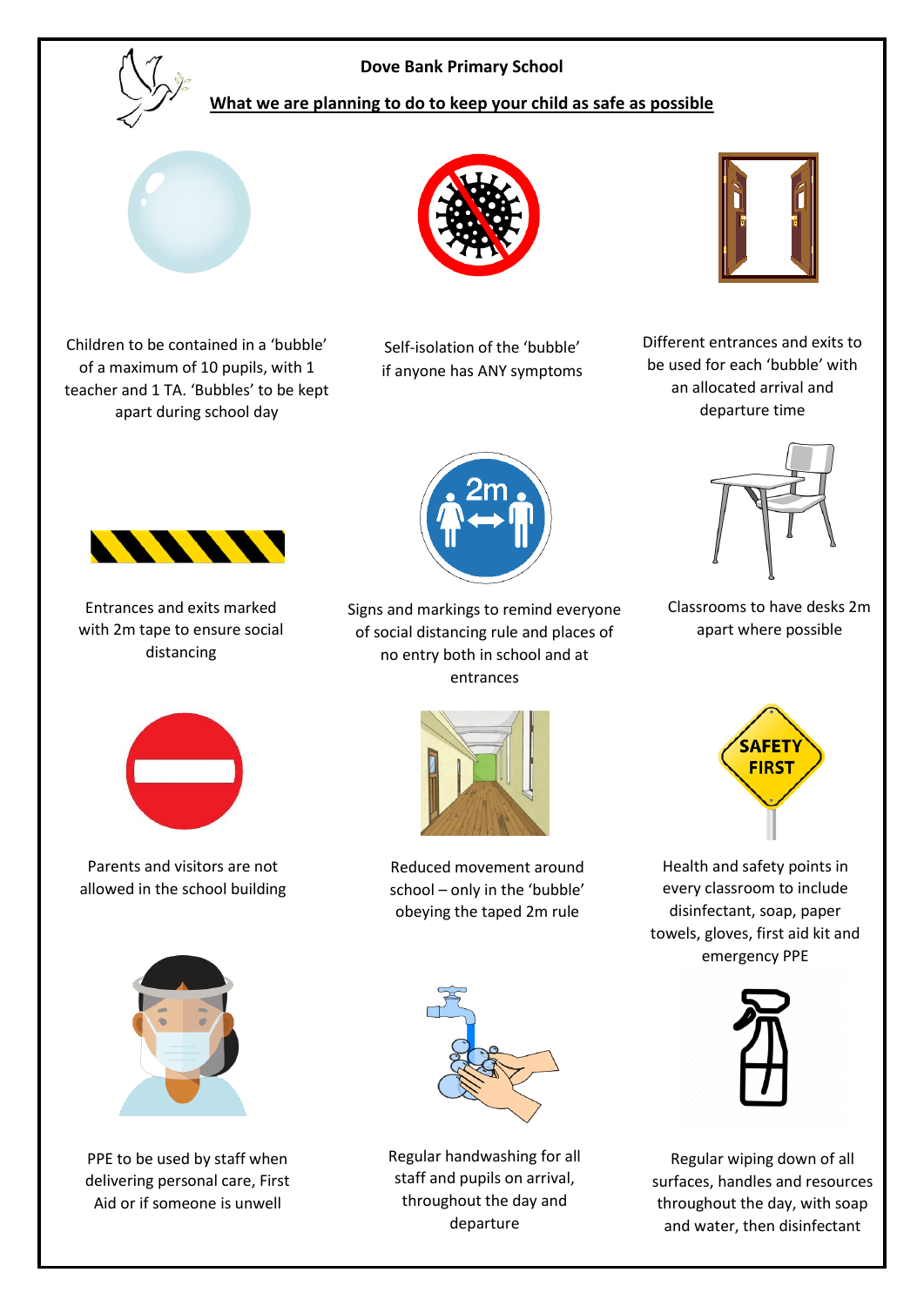**Dove Bank Primary School**

**What we are planning to do to keep your child as safe as possible**

Children to be contained in a 'bubble' of a maximum of 10 pupils, with 1 teacher and 1 TA. 'Bubbles' to be kept apart during school day

Self-isolation of the 'bubble' if anyone has ANY symptoms

Different entrances and exits to be used for each 'bubble' with an allocated arrival and departure time

Entrances and exits marked with 2m tape to ensure social distancing

Signs and markings to remind everyone of social distancing rule and places of no entry both in school and at entrances

Classrooms to have desks 2m apart where possible

Parents and visitors are not allowed in the school building

Reduced movement around school – only in the 'bubble' obeying the taped 2m rule

Health and safety points in every classroom to include disinfectant, soap, paper towels, gloves, first aid kit and emergency PPE

PPE to be used by staff when delivering personal care, First Aid or if someone is unwell

Regular handwashing for all staff and pupils on arrival, throughout the day and departure

Regular wiping down of all surfaces, handles and resources throughout the day, with soap and water, then disinfectant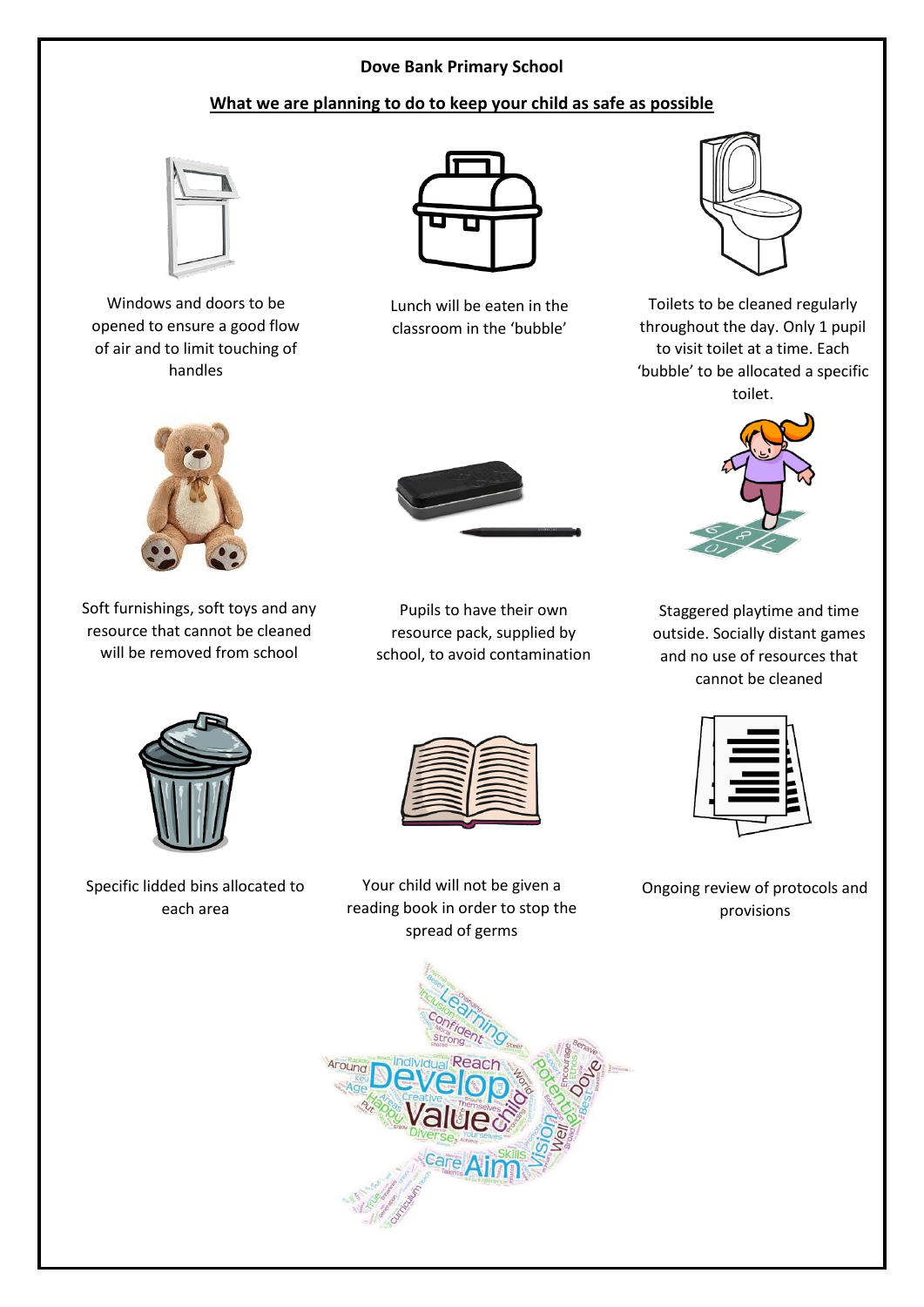**Dove Bank Primary School**

**What we are planning to do to keep your child as safe as possible**

Windows and doors to be opened to ensure a good flow of air and to limit touching of handles

Lunch will be eaten in the classroom in the 'bubble'

Toilets to be cleaned regularly throughout the day. Only 1 pupil to visit toilet at a time. Each 'bubble' to be allocated a specific toilet.

Soft furnishings, soft toys and any resource that cannot be cleaned will be removed from school

Pupils to have their own resource pack, supplied by school, to avoid contamination

Staggered playtime and time outside. Socially distant games and no use of resources that cannot be cleaned

Specific lidded bins allocated to each area

Your child will not be given a reading book in order to stop the spread of germs

Ongoing review of protocols and provisions